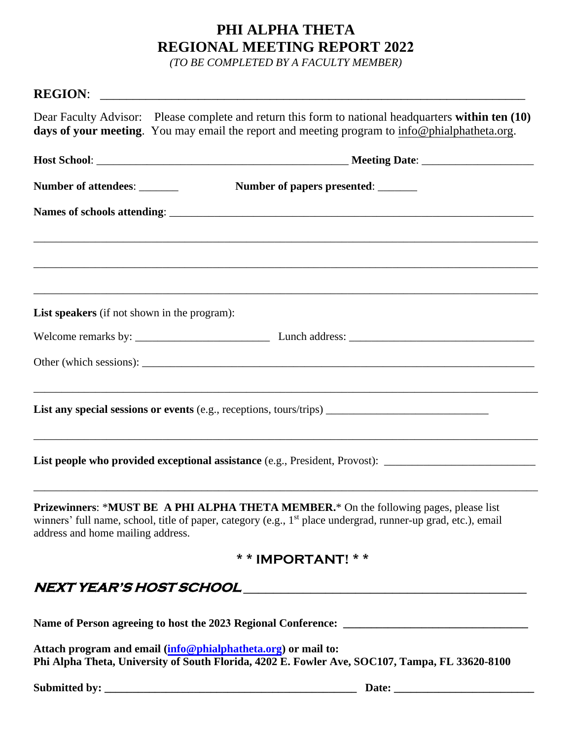# PHI ALPHA THETA
# REGIONAL MEETING REPORT 2022

*(TO BE COMPLETED BY A FACULTY MEMBER)*

**REGION**: ______________________________________________________________________

Dear Faculty Advisor: Please complete and return this form to national headquarters **within ten (10) days of your meeting**. You may email the report and meeting program to info@phialphatheta.org.

**Host School**: ____________________________________________ **Meeting Date**: ___________________

**Number of attendees**: _______ **Number of papers presented**: _______

**Names of schools attending**: ________________________________________________________________

_______________________________________________________________________________________

_______________________________________________________________________________________

_______________________________________________________________________________________

**List speakers** (if not shown in the program):

Welcome remarks by: ________________________ Lunch address: _______________________________

Other (which sessions): ___________________________________________________________________

_______________________________________________________________________________________

**List any special sessions or events** (e.g., receptions, tours/trips) _____________________________

_______________________________________________________________________________________

**List people who provided exceptional assistance** (e.g., President, Provost): ________________________

_______________________________________________________________________________________

**Prizewinners**: ***MUST BE A PHI ALPHA THETA MEMBER.*** On the following pages, please list winners' full name, school, title of paper, category (e.g., 1st place undergrad, runner-up grad, etc.), email address and home mailing address.

**\* \* IMPORTANT! \* \***

***NEXT YEAR'S HOST SCHOOL*** ____________________________________________

**Name of Person agreeing to host the 2023 Regional Conference: _______________________________**

**Attach program and email (info@phialphatheta.org) or mail to:**
**Phi Alpha Theta, University of South Florida, 4202 E. Fowler Ave, SOC107, Tampa, FL 33620-8100**

**Submitted by: _____________________________________________ Date: ________________________**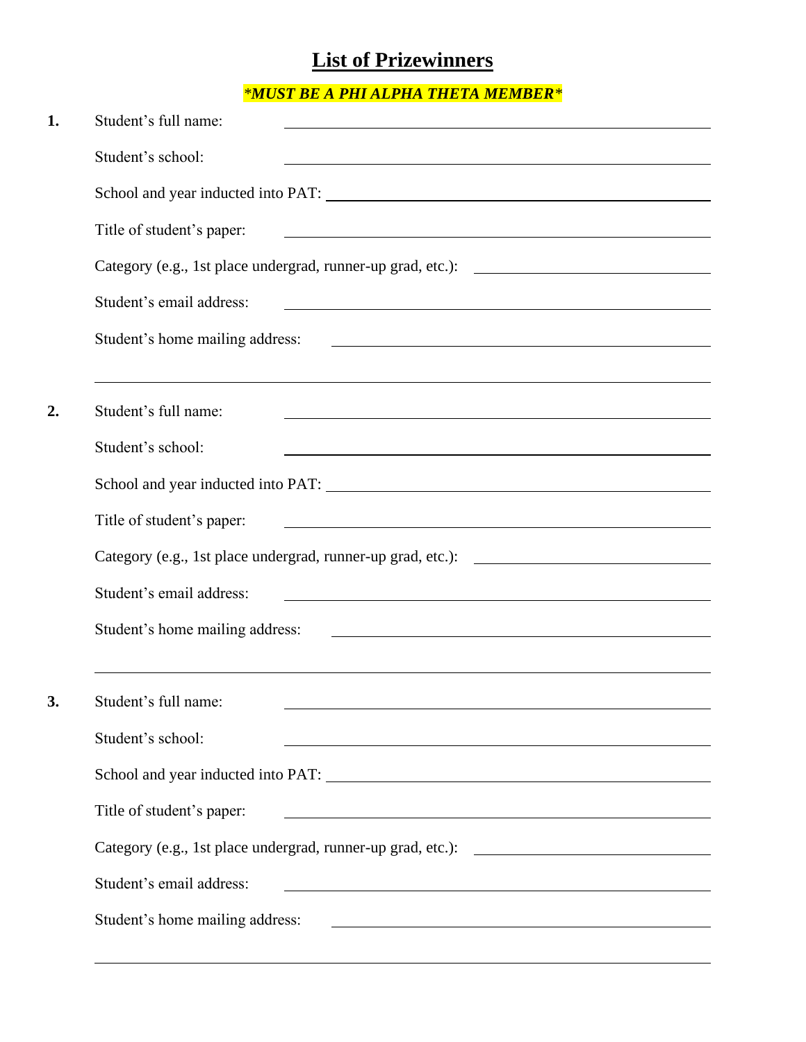# List of Prizewinners

***MUST BE A PHI ALPHA THETA MEMBER***

**1.** Student's full name: ______________________________

Student's school: ______________________________

School and year inducted into PAT: ______________________________

Title of student's paper: ______________________________

Category (e.g., 1st place undergrad, runner-up grad, etc.): ______________________________

Student's email address: ______________________________

Student's home mailing address: ______________________________

______________________________

**2.** Student's full name: ______________________________

Student's school: ______________________________

School and year inducted into PAT: ______________________________

Title of student's paper: ______________________________

Category (e.g., 1st place undergrad, runner-up grad, etc.): ______________________________

Student's email address: ______________________________

Student's home mailing address: ______________________________

______________________________

**3.** Student's full name: ______________________________

Student's school: ______________________________

School and year inducted into PAT: ______________________________

Title of student's paper: ______________________________

Category (e.g., 1st place undergrad, runner-up grad, etc.): ______________________________

Student's email address: ______________________________

Student's home mailing address: ______________________________

______________________________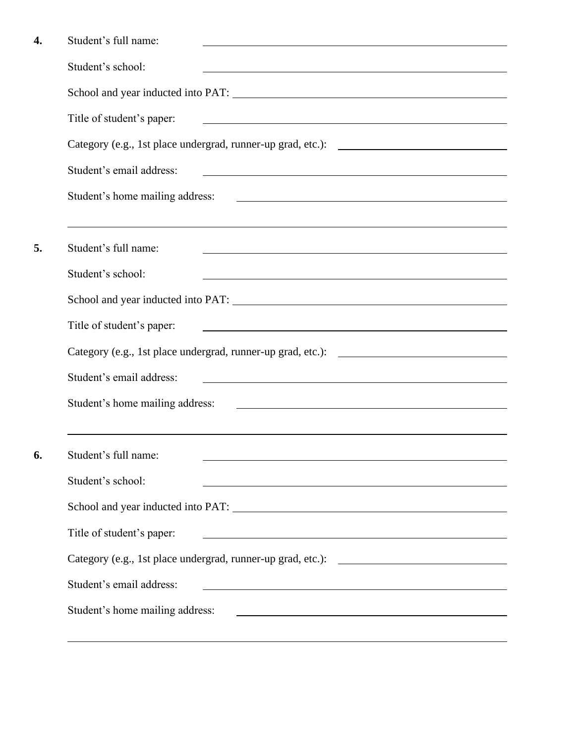**4.** Student's full name: \_\_\_\_\_\_\_\_\_\_\_\_\_\_\_\_\_\_\_\_\_\_\_\_\_\_\_\_\_\_\_\_\_\_\_\_\_\_\_\_

Student's school: \_\_\_\_\_\_\_\_\_\_\_\_\_\_\_\_\_\_\_\_\_\_\_\_\_\_\_\_\_\_\_\_\_\_\_\_\_\_\_\_

School and year inducted into PAT: \_\_\_\_\_\_\_\_\_\_\_\_\_\_\_\_\_\_\_\_\_\_\_\_\_\_\_\_\_\_\_\_\_\_\_\_\_\_\_\_

Title of student's paper: \_\_\_\_\_\_\_\_\_\_\_\_\_\_\_\_\_\_\_\_\_\_\_\_\_\_\_\_\_\_\_\_\_\_\_\_\_\_\_\_

Category (e.g., 1st place undergrad, runner-up grad, etc.): \_\_\_\_\_\_\_\_\_\_\_\_\_\_\_\_\_\_\_\_\_\_\_\_

Student's email address: \_\_\_\_\_\_\_\_\_\_\_\_\_\_\_\_\_\_\_\_\_\_\_\_\_\_\_\_\_\_\_\_\_\_\_\_\_\_\_\_

Student's home mailing address: \_\_\_\_\_\_\_\_\_\_\_\_\_\_\_\_\_\_\_\_\_\_\_\_\_\_\_\_\_\_\_\_\_\_\_\_\_\_\_\_

\_\_\_\_\_\_\_\_\_\_\_\_\_\_\_\_\_\_\_\_\_\_\_\_\_\_\_\_\_\_\_\_\_\_\_\_\_\_\_\_\_\_\_\_\_\_\_\_\_\_\_\_\_\_\_\_\_\_\_\_

**5.** Student's full name: \_\_\_\_\_\_\_\_\_\_\_\_\_\_\_\_\_\_\_\_\_\_\_\_\_\_\_\_\_\_\_\_\_\_\_\_\_\_\_\_

Student's school: \_\_\_\_\_\_\_\_\_\_\_\_\_\_\_\_\_\_\_\_\_\_\_\_\_\_\_\_\_\_\_\_\_\_\_\_\_\_\_\_

School and year inducted into PAT: \_\_\_\_\_\_\_\_\_\_\_\_\_\_\_\_\_\_\_\_\_\_\_\_\_\_\_\_\_\_\_\_\_\_\_\_\_\_\_\_

Title of student's paper: \_\_\_\_\_\_\_\_\_\_\_\_\_\_\_\_\_\_\_\_\_\_\_\_\_\_\_\_\_\_\_\_\_\_\_\_\_\_\_\_

Category (e.g., 1st place undergrad, runner-up grad, etc.): \_\_\_\_\_\_\_\_\_\_\_\_\_\_\_\_\_\_\_\_\_\_\_\_

Student's email address: \_\_\_\_\_\_\_\_\_\_\_\_\_\_\_\_\_\_\_\_\_\_\_\_\_\_\_\_\_\_\_\_\_\_\_\_\_\_\_\_

Student's home mailing address: \_\_\_\_\_\_\_\_\_\_\_\_\_\_\_\_\_\_\_\_\_\_\_\_\_\_\_\_\_\_\_\_\_\_\_\_\_\_\_\_

\_\_\_\_\_\_\_\_\_\_\_\_\_\_\_\_\_\_\_\_\_\_\_\_\_\_\_\_\_\_\_\_\_\_\_\_\_\_\_\_\_\_\_\_\_\_\_\_\_\_\_\_\_\_\_\_\_\_\_\_

**6.** Student's full name: \_\_\_\_\_\_\_\_\_\_\_\_\_\_\_\_\_\_\_\_\_\_\_\_\_\_\_\_\_\_\_\_\_\_\_\_\_\_\_\_

Student's school: \_\_\_\_\_\_\_\_\_\_\_\_\_\_\_\_\_\_\_\_\_\_\_\_\_\_\_\_\_\_\_\_\_\_\_\_\_\_\_\_

School and year inducted into PAT: \_\_\_\_\_\_\_\_\_\_\_\_\_\_\_\_\_\_\_\_\_\_\_\_\_\_\_\_\_\_\_\_\_\_\_\_\_\_\_\_

Title of student's paper: \_\_\_\_\_\_\_\_\_\_\_\_\_\_\_\_\_\_\_\_\_\_\_\_\_\_\_\_\_\_\_\_\_\_\_\_\_\_\_\_

Category (e.g., 1st place undergrad, runner-up grad, etc.): \_\_\_\_\_\_\_\_\_\_\_\_\_\_\_\_\_\_\_\_\_\_\_\_

Student's email address: \_\_\_\_\_\_\_\_\_\_\_\_\_\_\_\_\_\_\_\_\_\_\_\_\_\_\_\_\_\_\_\_\_\_\_\_\_\_\_\_

Student's home mailing address: \_\_\_\_\_\_\_\_\_\_\_\_\_\_\_\_\_\_\_\_\_\_\_\_\_\_\_\_\_\_\_\_\_\_\_\_\_\_\_\_

\_\_\_\_\_\_\_\_\_\_\_\_\_\_\_\_\_\_\_\_\_\_\_\_\_\_\_\_\_\_\_\_\_\_\_\_\_\_\_\_\_\_\_\_\_\_\_\_\_\_\_\_\_\_\_\_\_\_\_\_